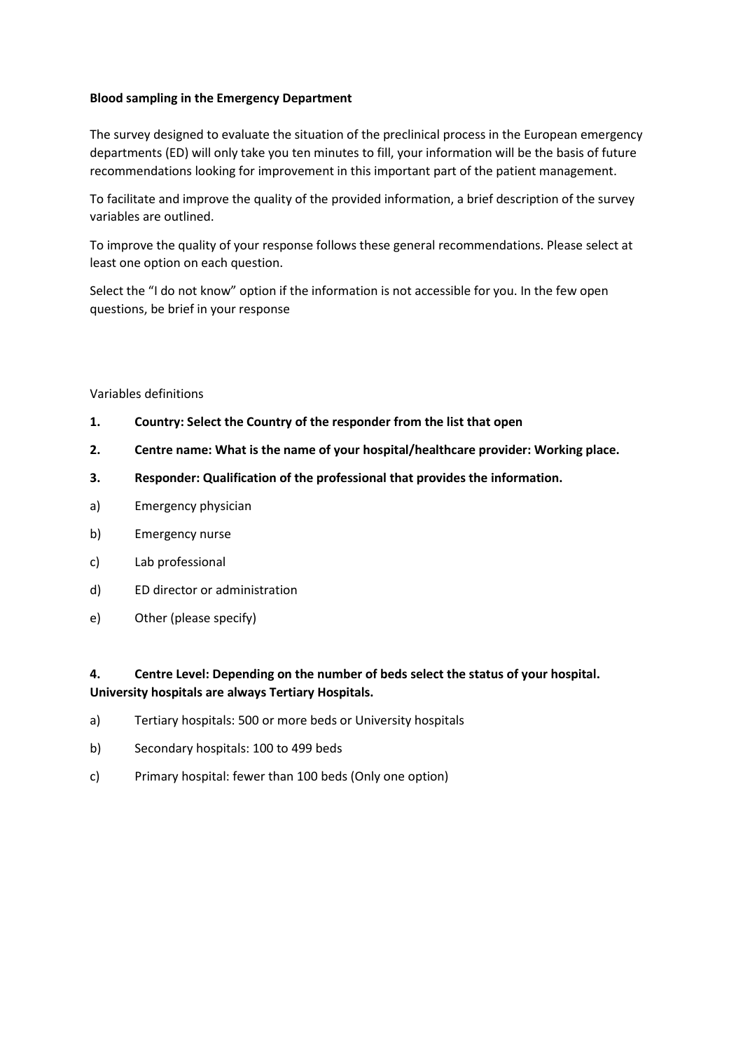**Blood sampling in the Emergency Department**

The survey designed to evaluate the situation of the preclinical process in the European emergency departments (ED) will only take you ten minutes to fill, your information will be the basis of future recommendations looking for improvement in this important part of the patient management.

To facilitate and improve the quality of the provided information, a brief description of the survey variables are outlined.

To improve the quality of your response follows these general recommendations. Please select at least one option on each question.

Select the "I do not know" option if the information is not accessible for you. In the few open questions, be brief in your response

Variables definitions

**1. Country: Select the Country of the responder from the list that open**

**2. Centre name: What is the name of your hospital/healthcare provider: Working place.**

**3. Responder: Qualification of the professional that provides the information.**

a) Emergency physician

b) Emergency nurse

c) Lab professional

d) ED director or administration

e) Other (please specify)

**4. Centre Level: Depending on the number of beds select the status of your hospital. University hospitals are always Tertiary Hospitals.**

a) Tertiary hospitals: 500 or more beds or University hospitals

b) Secondary hospitals: 100 to 499 beds

c) Primary hospital: fewer than 100 beds (Only one option)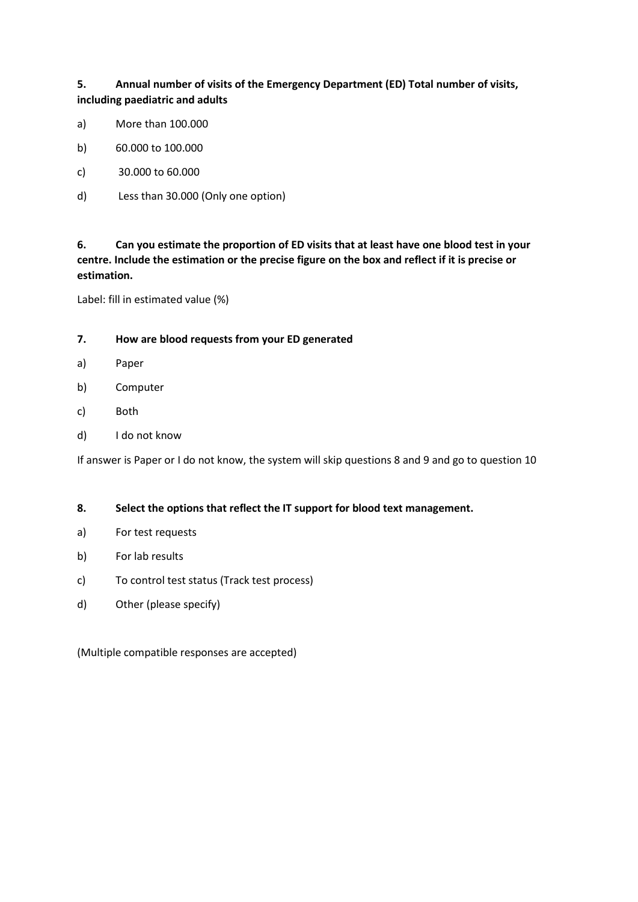**5. Annual number of visits of the Emergency Department (ED) Total number of visits, including paediatric and adults**

a) More than 100.000

b) 60.000 to 100.000

c) 30.000 to 60.000

d) Less than 30.000 (Only one option)

**6. Can you estimate the proportion of ED visits that at least have one blood test in your centre. Include the estimation or the precise figure on the box and reflect if it is precise or estimation.**

Label: fill in estimated value (%)

**7. How are blood requests from your ED generated**

a) Paper

b) Computer

c) Both

d) I do not know

If answer is Paper or I do not know, the system will skip questions 8 and 9 and go to question 10

**8. Select the options that reflect the IT support for blood text management.**

a) For test requests

b) For lab results

c) To control test status (Track test process)

d) Other (please specify)

(Multiple compatible responses are accepted)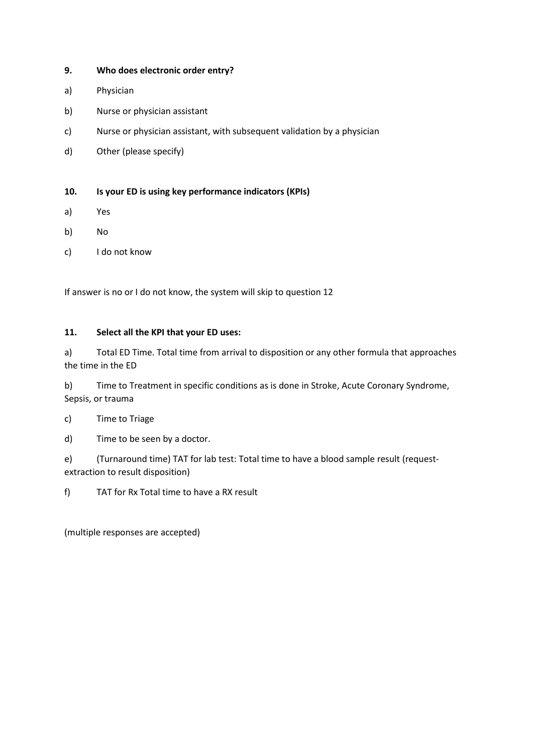**9. Who does electronic order entry?**

a) Physician

b) Nurse or physician assistant

c) Nurse or physician assistant, with subsequent validation by a physician

d) Other (please specify)

**10. Is your ED is using key performance indicators (KPIs)**

a) Yes

b) No

c) I do not know

If answer is no or I do not know, the system will skip to question 12

**11. Select all the KPI that your ED uses:**

a) Total ED Time. Total time from arrival to disposition or any other formula that approaches the time in the ED

b) Time to Treatment in specific conditions as is done in Stroke, Acute Coronary Syndrome, Sepsis, or trauma

c) Time to Triage

d) Time to be seen by a doctor.

e) (Turnaround time) TAT for lab test: Total time to have a blood sample result (request-extraction to result disposition)

f) TAT for Rx Total time to have a RX result

(multiple responses are accepted)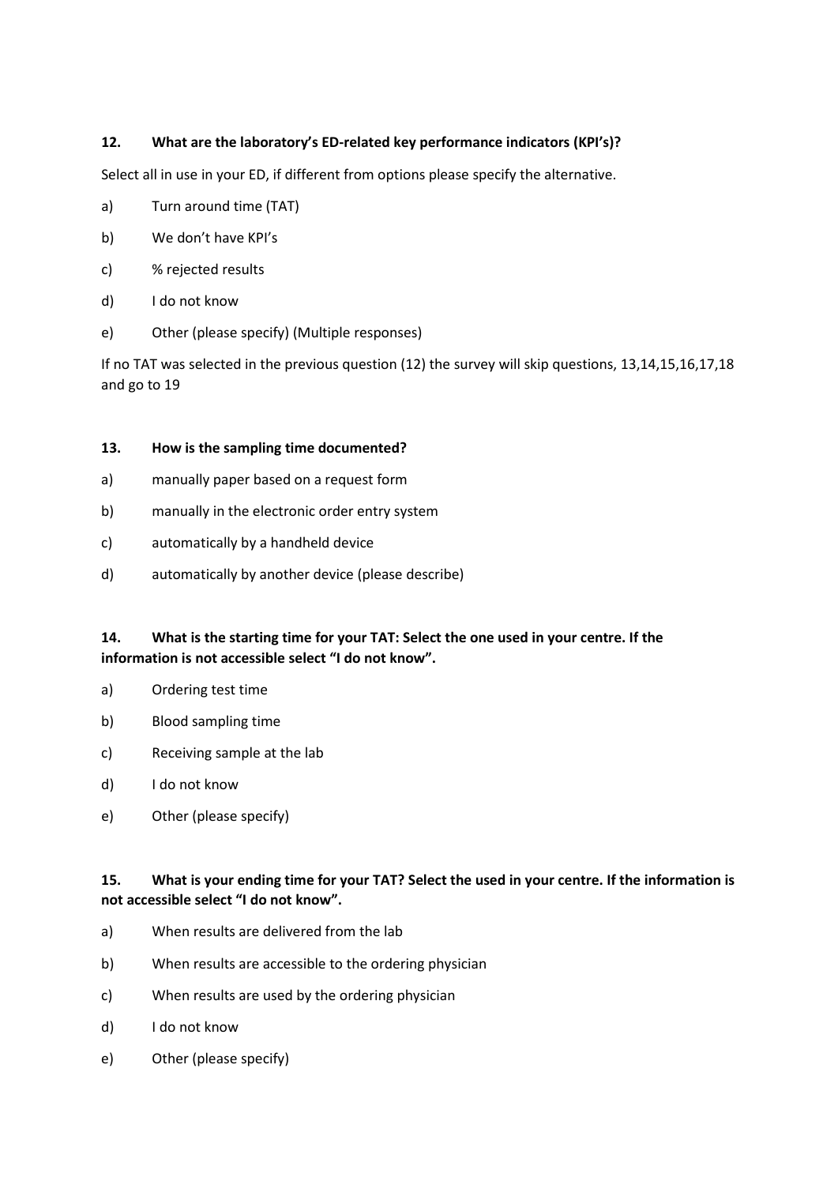**12. What are the laboratory's ED-related key performance indicators (KPI's)?**

Select all in use in your ED, if different from options please specify the alternative.

a) Turn around time (TAT)

b) We don't have KPI's

c) % rejected results

d) I do not know

e) Other (please specify) (Multiple responses)

If no TAT was selected in the previous question (12) the survey will skip questions, 13,14,15,16,17,18 and go to 19

**13. How is the sampling time documented?**

a) manually paper based on a request form

b) manually in the electronic order entry system

c) automatically by a handheld device

d) automatically by another device (please describe)

**14. What is the starting time for your TAT: Select the one used in your centre. If the information is not accessible select "I do not know".**

a) Ordering test time

b) Blood sampling time

c) Receiving sample at the lab

d) I do not know

e) Other (please specify)

**15. What is your ending time for your TAT? Select the used in your centre. If the information is not accessible select "I do not know".**

a) When results are delivered from the lab

b) When results are accessible to the ordering physician

c) When results are used by the ordering physician

d) I do not know

e) Other (please specify)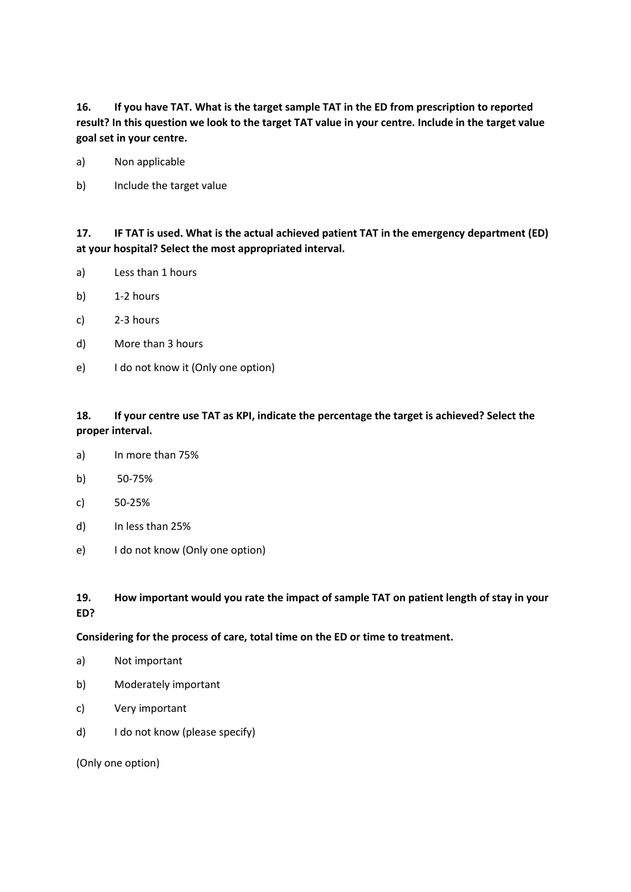**16. If you have TAT. What is the target sample TAT in the ED from prescription to reported result? In this question we look to the target TAT value in your centre. Include in the target value goal set in your centre.**

a) Non applicable

b) Include the target value

**17. IF TAT is used. What is the actual achieved patient TAT in the emergency department (ED) at your hospital? Select the most appropriated interval.**

a) Less than 1 hours

b) 1-2 hours

c) 2-3 hours

d) More than 3 hours

e) I do not know it (Only one option)

**18. If your centre use TAT as KPI, indicate the percentage the target is achieved? Select the proper interval.**

a) In more than 75%

b) 50-75%

c) 50-25%

d) In less than 25%

e) I do not know (Only one option)

**19. How important would you rate the impact of sample TAT on patient length of stay in your ED?**

**Considering for the process of care, total time on the ED or time to treatment.**

a) Not important

b) Moderately important

c) Very important

d) I do not know (please specify)

(Only one option)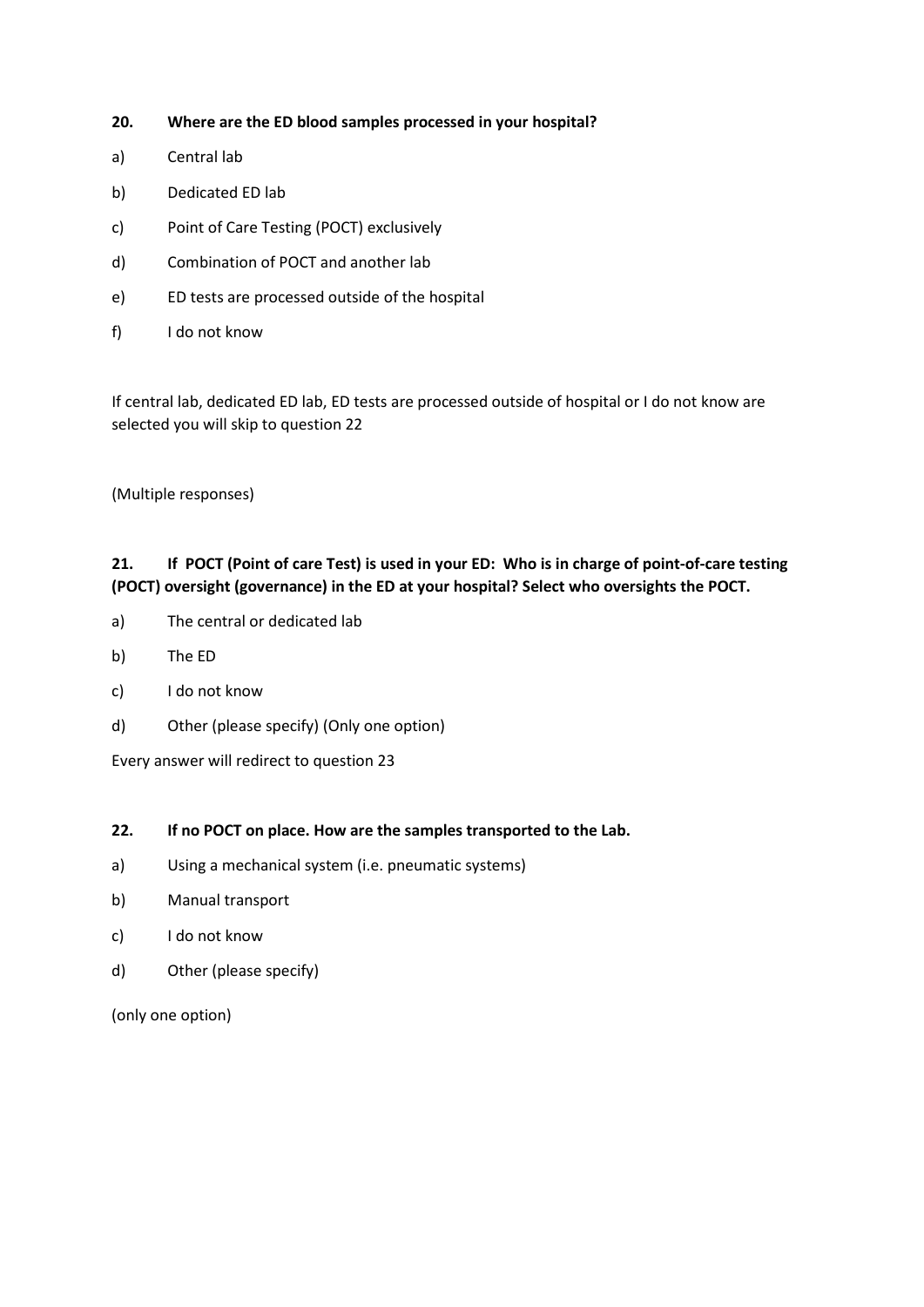**20. Where are the ED blood samples processed in your hospital?**

a) Central lab

b) Dedicated ED lab

c) Point of Care Testing (POCT) exclusively

d) Combination of POCT and another lab

e) ED tests are processed outside of the hospital

f) I do not know

If central lab, dedicated ED lab, ED tests are processed outside of hospital or I do not know are selected you will skip to question 22

(Multiple responses)

**21. If POCT (Point of care Test) is used in your ED: Who is in charge of point-of-care testing (POCT) oversight (governance) in the ED at your hospital? Select who oversights the POCT.**

a) The central or dedicated lab

b) The ED

c) I do not know

d) Other (please specify) (Only one option)

Every answer will redirect to question 23

**22. If no POCT on place. How are the samples transported to the Lab.**

a) Using a mechanical system (i.e. pneumatic systems)

b) Manual transport

c) I do not know

d) Other (please specify)

(only one option)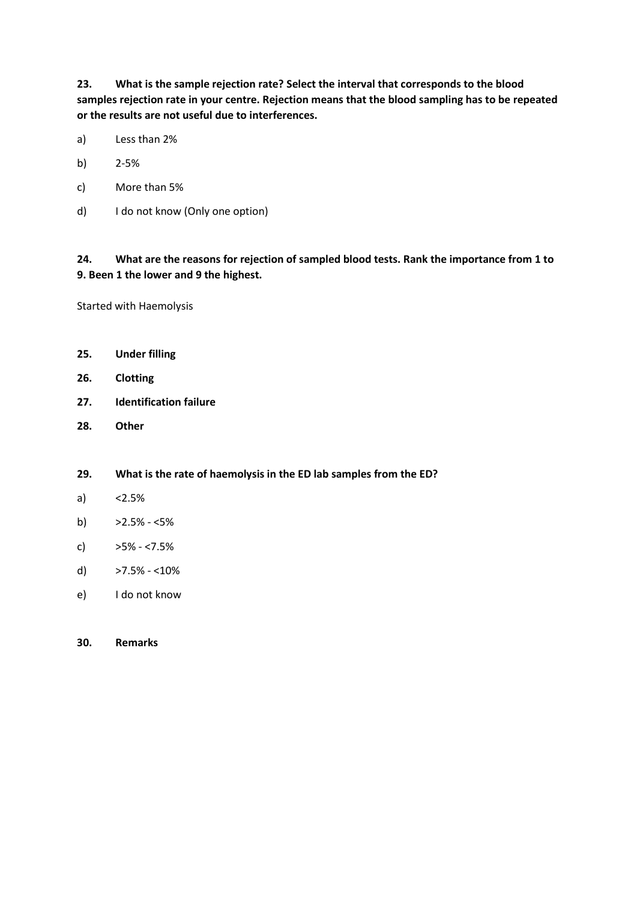**23. What is the sample rejection rate? Select the interval that corresponds to the blood samples rejection rate in your centre. Rejection means that the blood sampling has to be repeated or the results are not useful due to interferences.**

a) Less than 2%

b) 2-5%

c) More than 5%

d) I do not know (Only one option)

**24. What are the reasons for rejection of sampled blood tests. Rank the importance from 1 to 9. Been 1 the lower and 9 the highest.**

Started with Haemolysis

**25. Under filling**

**26. Clotting**

**27. Identification failure**

**28. Other**

**29. What is the rate of haemolysis in the ED lab samples from the ED?**

a) <2.5%

b) >2.5% - <5%

c) >5% - <7.5%

d) >7.5% - <10%

e) I do not know

**30. Remarks**